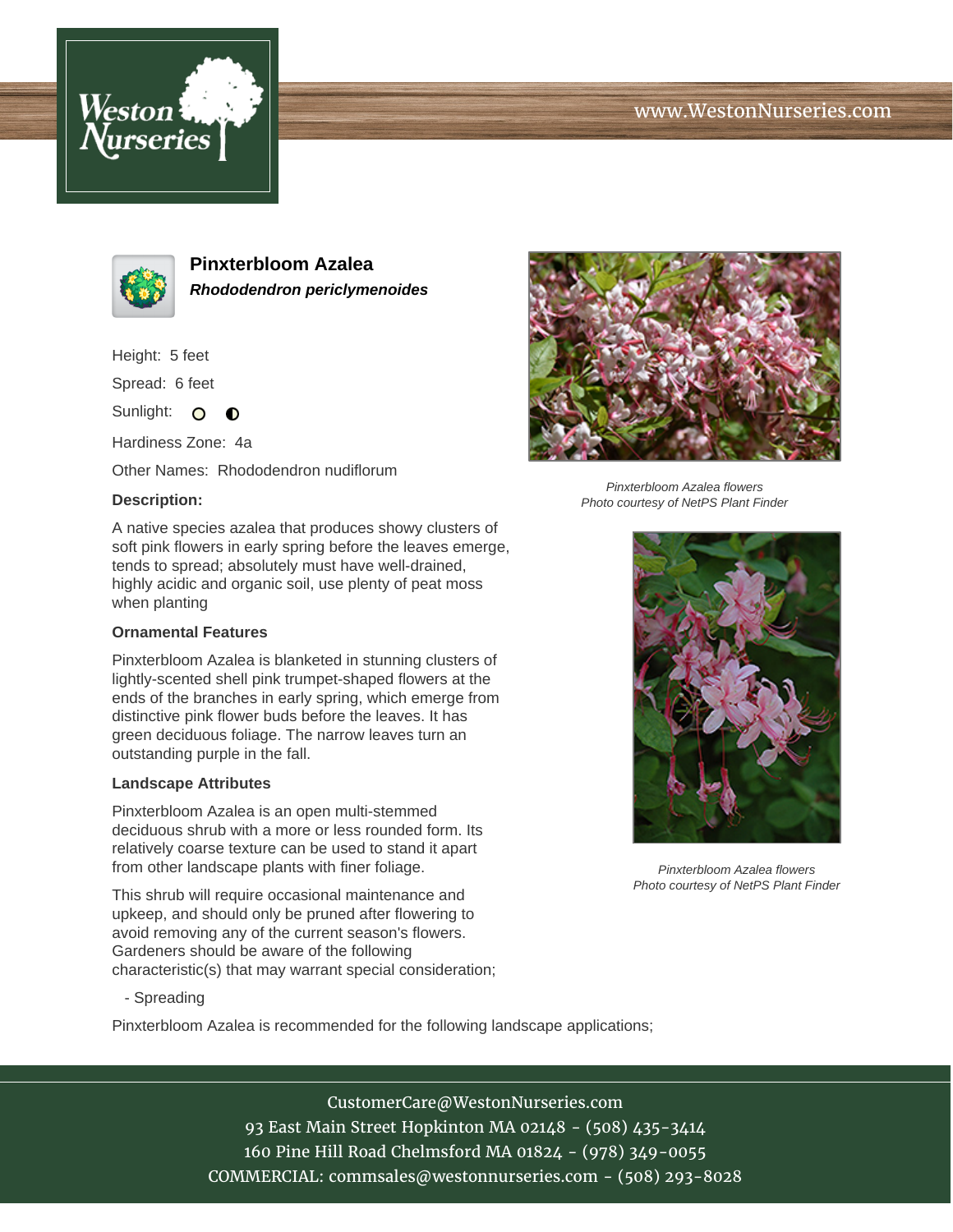# Pinxterbloom Azalea

***Rhododendron periclymenoides***

Height: 5 feet

Spread: 6 feet

Sunlight: ○ ◐

Hardiness Zone: 4a

Other Names: Rhododendron nudiflorum

### Description:

A native species azalea that produces showy clusters of soft pink flowers in early spring before the leaves emerge, tends to spread; absolutely must have well-drained, highly acidic and organic soil, use plenty of peat moss when planting

### Ornamental Features

Pinxterbloom Azalea is blanketed in stunning clusters of lightly-scented shell pink trumpet-shaped flowers at the ends of the branches in early spring, which emerge from distinctive pink flower buds before the leaves. It has green deciduous foliage. The narrow leaves turn an outstanding purple in the fall.

### Landscape Attributes

Pinxterbloom Azalea is an open multi-stemmed deciduous shrub with a more or less rounded form. Its relatively coarse texture can be used to stand it apart from other landscape plants with finer foliage.

This shrub will require occasional maintenance and upkeep, and should only be pruned after flowering to avoid removing any of the current season's flowers. Gardeners should be aware of the following characteristic(s) that may warrant special consideration;

- Spreading

Pinxterbloom Azalea is recommended for the following landscape applications;

*Pinxterbloom Azalea flowers*
*Photo courtesy of NetPS Plant Finder*

*Pinxterbloom Azalea flowers*
*Photo courtesy of NetPS Plant Finder*

CustomerCare@WestonNurseries.com
93 East Main Street Hopkinton MA 02148 - (508) 435-3414
160 Pine Hill Road Chelmsford MA 01824 - (978) 349-0055
COMMERCIAL: commsales@westonnurseries.com - (508) 293-8028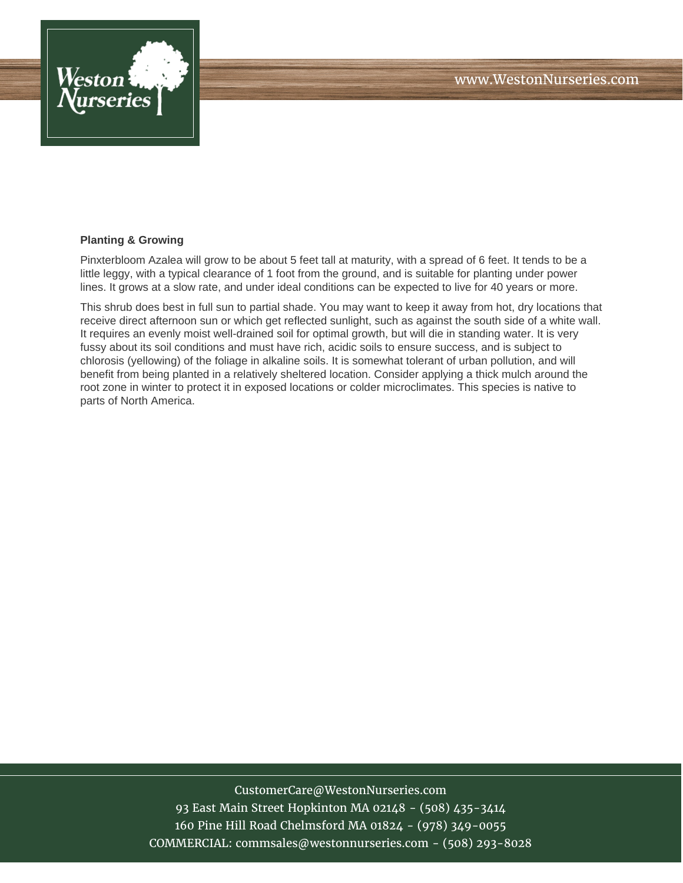**Planting & Growing**

Pinxterbloom Azalea will grow to be about 5 feet tall at maturity, with a spread of 6 feet. It tends to be a little leggy, with a typical clearance of 1 foot from the ground, and is suitable for planting under power lines. It grows at a slow rate, and under ideal conditions can be expected to live for 40 years or more.

This shrub does best in full sun to partial shade. You may want to keep it away from hot, dry locations that receive direct afternoon sun or which get reflected sunlight, such as against the south side of a white wall. It requires an evenly moist well-drained soil for optimal growth, but will die in standing water. It is very fussy about its soil conditions and must have rich, acidic soils to ensure success, and is subject to chlorosis (yellowing) of the foliage in alkaline soils. It is somewhat tolerant of urban pollution, and will benefit from being planted in a relatively sheltered location. Consider applying a thick mulch around the root zone in winter to protect it in exposed locations or colder microclimates. This species is native to parts of North America.